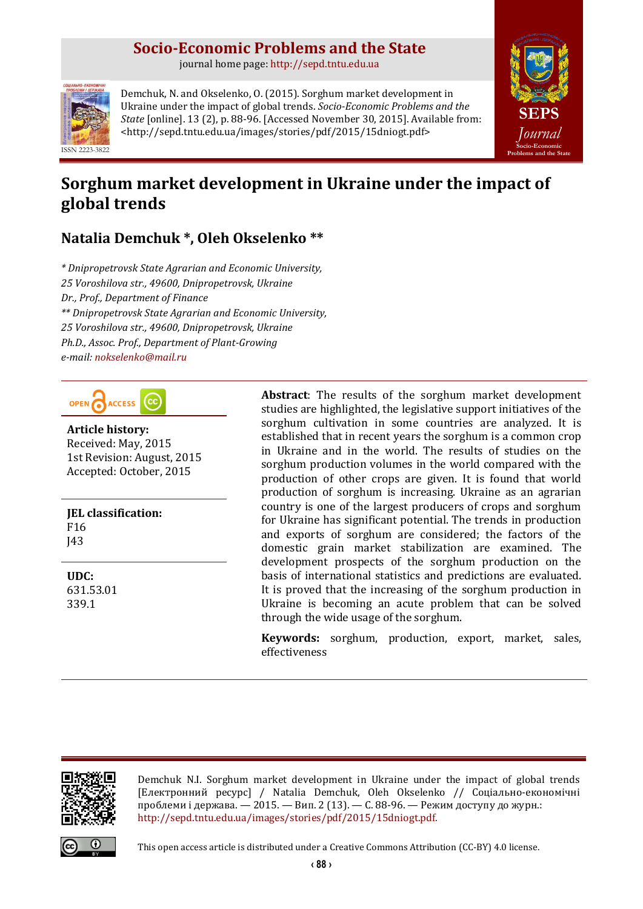# Socio-Economic Problems and the State

journal home page: http://sepd.tntu.edu.ua

ISSN 2223-3822

Demchuk, N. and Okselenko, O. (2015). Sorghum market development in Ukraine under the impact of global trends. *Socio-Economic Problems and the State* [online]. 13 (2), p. 88-96. [Accessed November 30, 2015]. Available from: <http://sepd.tntu.edu.ua/images/stories/pdf/2015/15dniogt.pdf>

# Sorghum market development in Ukraine under the impact of global trends

## Natalia Demchuk *, Oleh Okselenko **

*\* Dnipropetrovsk State Agrarian and Economic University,*
*25 Voroshilova str., 49600, Dnipropetrovsk, Ukraine*
*Dr., Prof., Department of Finance*
*\*\* Dnipropetrovsk State Agrarian and Economic University,*
*25 Voroshilova str., 49600, Dnipropetrovsk, Ukraine*
*Ph.D., Assoc. Prof., Department of Plant-Growing*
*e-mail: nokselenko@mail.ru*

OPEN ACCESS

**Article history:**
Received: May, 2015
1st Revision: August, 2015
Accepted: October, 2015

**JEL classification:**
F16
J43

**UDC:**
631.53.01
339.1

**Abstract**: The results of the sorghum market development studies are highlighted, the legislative support initiatives of the sorghum cultivation in some countries are analyzed. It is established that in recent years the sorghum is a common crop in Ukraine and in the world. The results of studies on the sorghum production volumes in the world compared with the production of other crops are given. It is found that world production of sorghum is increasing. Ukraine as an agrarian country is one of the largest producers of crops and sorghum for Ukraine has significant potential. The trends in production and exports of sorghum are considered; the factors of the domestic grain market stabilization are examined. The development prospects of the sorghum production on the basis of international statistics and predictions are evaluated. It is proved that the increasing of the sorghum production in Ukraine is becoming an acute problem that can be solved through the wide usage of the sorghum.

**Keywords:** sorghum, production, export, market, sales, effectiveness

Demchuk N.I. Sorghum market development in Ukraine under the impact of global trends [Електронний ресурс] / Natalia Demchuk, Oleh Okselenko // Соціально-економічні проблеми і держава. — 2015. — Вип. 2 (13). — С. 88-96. — Режим доступу до журн.: http://sepd.tntu.edu.ua/images/stories/pdf/2015/15dniogt.pdf.

This open access article is distributed under a Creative Commons Attribution (CC-BY) 4.0 license.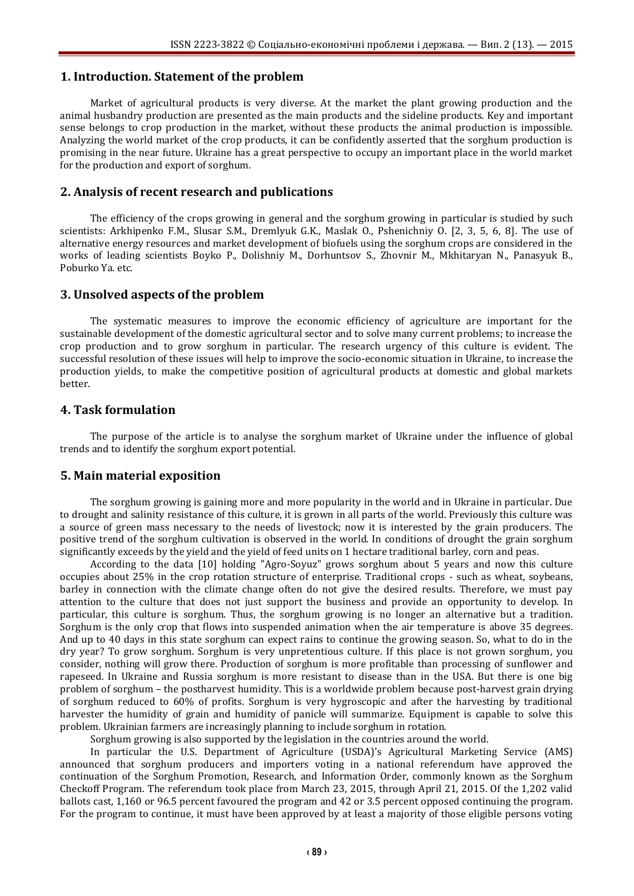## 1. Introduction. Statement of the problem

Market of agricultural products is very diverse. At the market the plant growing production and the animal husbandry production are presented as the main products and the sideline products. Key and important sense belongs to crop production in the market, without these products the animal production is impossible. Analyzing the world market of the crop products, it can be confidently asserted that the sorghum production is promising in the near future. Ukraine has a great perspective to occupy an important place in the world market for the production and export of sorghum.

## 2. Analysis of recent research and publications

The efficiency of the crops growing in general and the sorghum growing in particular is studied by such scientists: Arkhipenko F.M., Slusar S.M., Dremlyuk G.K., Maslak O., Pshenichniy O. [2, 3, 5, 6, 8]. The use of alternative energy resources and market development of biofuels using the sorghum crops are considered in the works of leading scientists Boyko P., Dolishniy M., Dorhuntsov S., Zhovnir M., Mkhitaryan N., Panasyuk B., Poburko Ya. etc.

## 3. Unsolved aspects of the problem

The systematic measures to improve the economic efficiency of agriculture are important for the sustainable development of the domestic agricultural sector and to solve many current problems; to increase the crop production and to grow sorghum in particular. The research urgency of this culture is evident. The successful resolution of these issues will help to improve the socio-economic situation in Ukraine, to increase the production yields, to make the competitive position of agricultural products at domestic and global markets better.

## 4. Task formulation

The purpose of the article is to analyse the sorghum market of Ukraine under the influence of global trends and to identify the sorghum export potential.

## 5. Main material exposition

The sorghum growing is gaining more and more popularity in the world and in Ukraine in particular. Due to drought and salinity resistance of this culture, it is grown in all parts of the world. Previously this culture was a source of green mass necessary to the needs of livestock; now it is interested by the grain producers. The positive trend of the sorghum cultivation is observed in the world. In conditions of drought the grain sorghum significantly exceeds by the yield and the yield of feed units on 1 hectare traditional barley, corn and peas.

According to the data [10] holding "Agro-Soyuz" grows sorghum about 5 years and now this culture occupies about 25% in the crop rotation structure of enterprise. Traditional crops - such as wheat, soybeans, barley in connection with the climate change often do not give the desired results. Therefore, we must pay attention to the culture that does not just support the business and provide an opportunity to develop. In particular, this culture is sorghum. Thus, the sorghum growing is no longer an alternative but a tradition. Sorghum is the only crop that flows into suspended animation when the air temperature is above 35 degrees. And up to 40 days in this state sorghum can expect rains to continue the growing season. So, what to do in the dry year? To grow sorghum. Sorghum is very unpretentious culture. If this place is not grown sorghum, you consider, nothing will grow there. Production of sorghum is more profitable than processing of sunflower and rapeseed. In Ukraine and Russia sorghum is more resistant to disease than in the USA. But there is one big problem of sorghum – the postharvest humidity. This is a worldwide problem because post-harvest grain drying of sorghum reduced to 60% of profits. Sorghum is very hygroscopic and after the harvesting by traditional harvester the humidity of grain and humidity of panicle will summarize. Equipment is capable to solve this problem. Ukrainian farmers are increasingly planning to include sorghum in rotation.

Sorghum growing is also supported by the legislation in the countries around the world.

In particular the U.S. Department of Agriculture (USDA)'s Agricultural Marketing Service (AMS) announced that sorghum producers and importers voting in a national referendum have approved the continuation of the Sorghum Promotion, Research, and Information Order, commonly known as the Sorghum Checkoff Program. The referendum took place from March 23, 2015, through April 21, 2015. Of the 1,202 valid ballots cast, 1,160 or 96.5 percent favoured the program and 42 or 3.5 percent opposed continuing the program. For the program to continue, it must have been approved by at least a majority of those eligible persons voting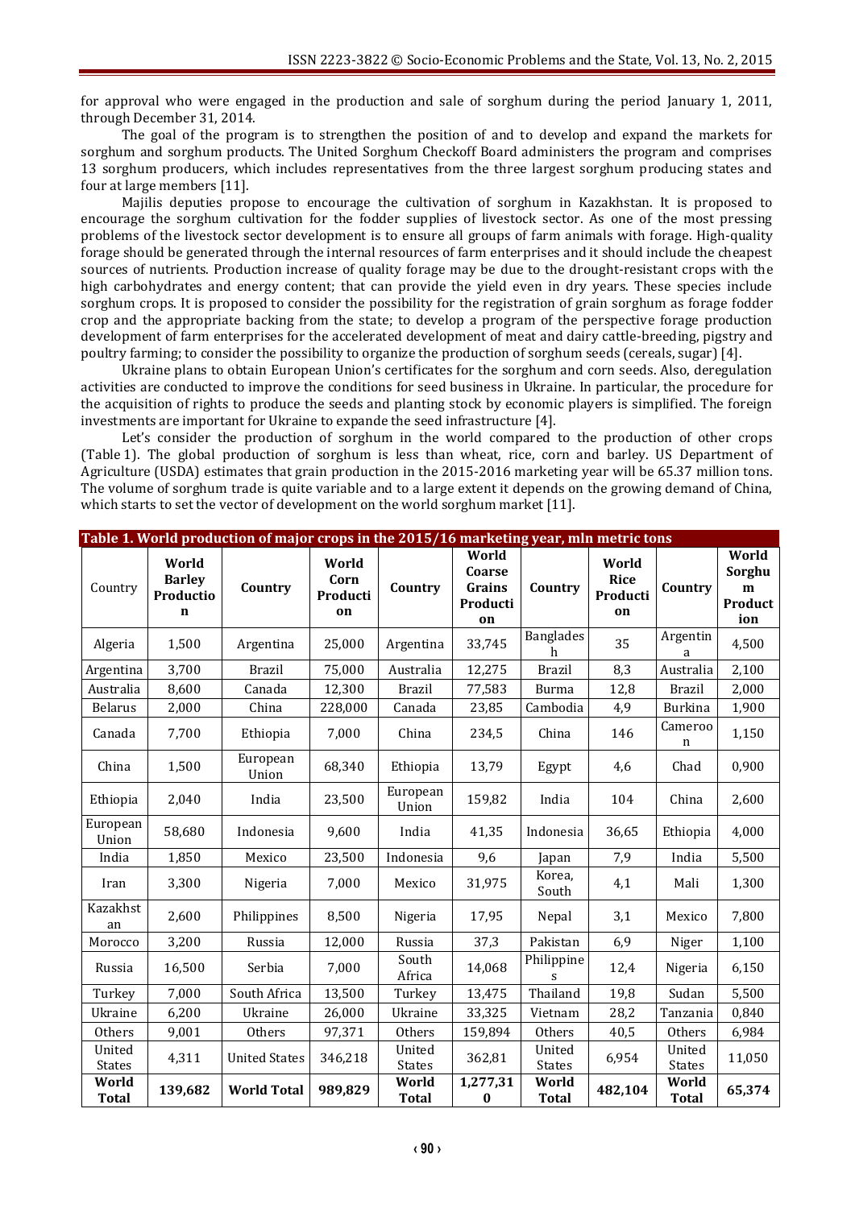for approval who were engaged in the production and sale of sorghum during the period January 1, 2011, through December 31, 2014.

The goal of the program is to strengthen the position of and to develop and expand the markets for sorghum and sorghum products. The United Sorghum Checkoff Board administers the program and comprises 13 sorghum producers, which includes representatives from the three largest sorghum producing states and four at large members [11].

Majilis deputies propose to encourage the cultivation of sorghum in Kazakhstan. It is proposed to encourage the sorghum cultivation for the fodder supplies of livestock sector. As one of the most pressing problems of the livestock sector development is to ensure all groups of farm animals with forage. High-quality forage should be generated through the internal resources of farm enterprises and it should include the cheapest sources of nutrients. Production increase of quality forage may be due to the drought-resistant crops with the high carbohydrates and energy content; that can provide the yield even in dry years. These species include sorghum crops. It is proposed to consider the possibility for the registration of grain sorghum as forage fodder crop and the appropriate backing from the state; to develop a program of the perspective forage production development of farm enterprises for the accelerated development of meat and dairy cattle-breeding, pigstry and poultry farming; to consider the possibility to organize the production of sorghum seeds (cereals, sugar) [4].

Ukraine plans to obtain European Union's certificates for the sorghum and corn seeds. Also, deregulation activities are conducted to improve the conditions for seed business in Ukraine. In particular, the procedure for the acquisition of rights to produce the seeds and planting stock by economic players is simplified. The foreign investments are important for Ukraine to expande the seed infrastructure [4].

Let's consider the production of sorghum in the world compared to the production of other crops (Table 1). The global production of sorghum is less than wheat, rice, corn and barley. US Department of Agriculture (USDA) estimates that grain production in the 2015-2016 marketing year will be 65.37 million tons. The volume of sorghum trade is quite variable and to a large extent it depends on the growing demand of China, which starts to set the vector of development on the world sorghum market [11].

**Table 1. World production of major crops in the 2015/16 marketing year, mln metric tons**

| Country | World Barley Production | Country | World Corn Production | Country | World Coarse Grains Production | Country | World Rice Production | Country | World Sorghum Production |
|---|---|---|---|---|---|---|---|---|---|
| Algeria | 1,500 | Argentina | 25,000 | Argentina | 33,745 | Bangladesh | 35 | Argentina | 4,500 |
| Argentina | 3,700 | Brazil | 75,000 | Australia | 12,275 | Brazil | 8,3 | Australia | 2,100 |
| Australia | 8,600 | Canada | 12,300 | Brazil | 77,583 | Burma | 12,8 | Brazil | 2,000 |
| Belarus | 2,000 | China | 228,000 | Canada | 23,85 | Cambodia | 4,9 | Burkina | 1,900 |
| Canada | 7,700 | Ethiopia | 7,000 | China | 234,5 | China | 146 | Cameroon | 1,150 |
| China | 1,500 | European Union | 68,340 | Ethiopia | 13,79 | Egypt | 4,6 | Chad | 0,900 |
| Ethiopia | 2,040 | India | 23,500 | European Union | 159,82 | India | 104 | China | 2,600 |
| European Union | 58,680 | Indonesia | 9,600 | India | 41,35 | Indonesia | 36,65 | Ethiopia | 4,000 |
| India | 1,850 | Mexico | 23,500 | Indonesia | 9,6 | Japan | 7,9 | India | 5,500 |
| Iran | 3,300 | Nigeria | 7,000 | Mexico | 31,975 | Korea, South | 4,1 | Mali | 1,300 |
| Kazakhstan | 2,600 | Philippines | 8,500 | Nigeria | 17,95 | Nepal | 3,1 | Mexico | 7,800 |
| Morocco | 3,200 | Russia | 12,000 | Russia | 37,3 | Pakistan | 6,9 | Niger | 1,100 |
| Russia | 16,500 | Serbia | 7,000 | South Africa | 14,068 | Philippines | 12,4 | Nigeria | 6,150 |
| Turkey | 7,000 | South Africa | 13,500 | Turkey | 13,475 | Thailand | 19,8 | Sudan | 5,500 |
| Ukraine | 6,200 | Ukraine | 26,000 | Ukraine | 33,325 | Vietnam | 28,2 | Tanzania | 0,840 |
| Others | 9,001 | Others | 97,371 | Others | 159,894 | Others | 40,5 | Others | 6,984 |
| United States | 4,311 | United States | 346,218 | United States | 362,81 | United States | 6,954 | United States | 11,050 |
| **World Total** | **139,682** | **World Total** | **989,829** | **World Total** | **1,277,310** | **World Total** | **482,104** | **World Total** | **65,374** |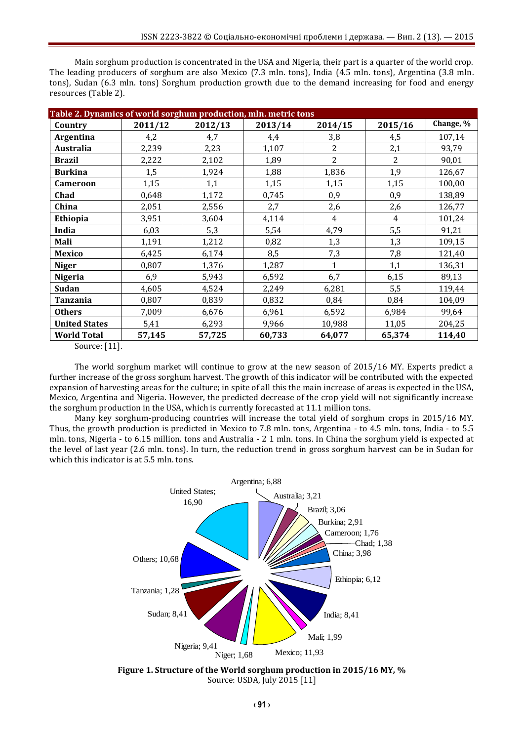Main sorghum production is concentrated in the USA and Nigeria, their part is a quarter of the world crop. The leading producers of sorghum are also Mexico (7.3 mln. tons), India (4.5 mln. tons), Argentina (3.8 mln. tons), Sudan (6.3 mln. tons) Sorghum production growth due to the demand increasing for food and energy resources (Table 2).

**Table 2. Dynamics of world sorghum production, mln. metric tons**

| Country | 2011/12 | 2012/13 | 2013/14 | 2014/15 | 2015/16 | Change, % |
|---|---|---|---|---|---|---|
| **Argentina** | 4,2 | 4,7 | 4,4 | 3,8 | 4,5 | 107,14 |
| **Australia** | 2,239 | 2,23 | 1,107 | 2 | 2,1 | 93,79 |
| **Brazil** | 2,222 | 2,102 | 1,89 | 2 | 2 | 90,01 |
| **Burkina** | 1,5 | 1,924 | 1,88 | 1,836 | 1,9 | 126,67 |
| **Cameroon** | 1,15 | 1,1 | 1,15 | 1,15 | 1,15 | 100,00 |
| **Chad** | 0,648 | 1,172 | 0,745 | 0,9 | 0,9 | 138,89 |
| **China** | 2,051 | 2,556 | 2,7 | 2,6 | 2,6 | 126,77 |
| **Ethiopia** | 3,951 | 3,604 | 4,114 | 4 | 4 | 101,24 |
| **India** | 6,03 | 5,3 | 5,54 | 4,79 | 5,5 | 91,21 |
| **Mali** | 1,191 | 1,212 | 0,82 | 1,3 | 1,3 | 109,15 |
| **Mexico** | 6,425 | 6,174 | 8,5 | 7,3 | 7,8 | 121,40 |
| **Niger** | 0,807 | 1,376 | 1,287 | 1 | 1,1 | 136,31 |
| **Nigeria** | 6,9 | 5,943 | 6,592 | 6,7 | 6,15 | 89,13 |
| **Sudan** | 4,605 | 4,524 | 2,249 | 6,281 | 5,5 | 119,44 |
| **Tanzania** | 0,807 | 0,839 | 0,832 | 0,84 | 0,84 | 104,09 |
| **Others** | 7,009 | 6,676 | 6,961 | 6,592 | 6,984 | 99,64 |
| **United States** | 5,41 | 6,293 | 9,966 | 10,988 | 11,05 | 204,25 |
| **World Total** | **57,145** | **57,725** | **60,733** | **64,077** | **65,374** | **114,40** |

Source: [11].

The world sorghum market will continue to grow at the new season of 2015/16 MY. Experts predict a further increase of the gross sorghum harvest. The growth of this indicator will be contributed with the expected expansion of harvesting areas for the culture; in spite of all this the main increase of areas is expected in the USA, Mexico, Argentina and Nigeria. However, the predicted decrease of the crop yield will not significantly increase the sorghum production in the USA, which is currently forecasted at 11.1 million tons.

Many key sorghum-producing countries will increase the total yield of sorghum crops in 2015/16 MY. Thus, the growth production is predicted in Mexico to 7.8 mln. tons, Argentina - to 4.5 mln. tons, India - to 5.5 mln. tons, Nigeria - to 6.15 million. tons and Australia - 2 1 mln. tons. In China the sorghum yield is expected at the level of last year (2.6 mln. tons). In turn, the reduction trend in gross sorghum harvest can be in Sudan for which this indicator is at 5.5 mln. tons.

United States; 16,90 | Argentina; 6,88 | Australia; 3,21 | Brazil; 3,06 | Burkina; 2,91 | Cameroon; 1,76 | Chad; 1,38 | China; 3,98 | Ethiopia; 6,12 | India; 8,41 | Mali; 1,99 | Mexico; 11,93 | Niger; 1,68 | Nigeria; 9,41 | Sudan; 8,41 | Tanzania; 1,28 | Others; 10,68

**Figure 1. Structure of the World sorghum production in 2015/16 MY, %**
Source: USDA, July 2015 [11]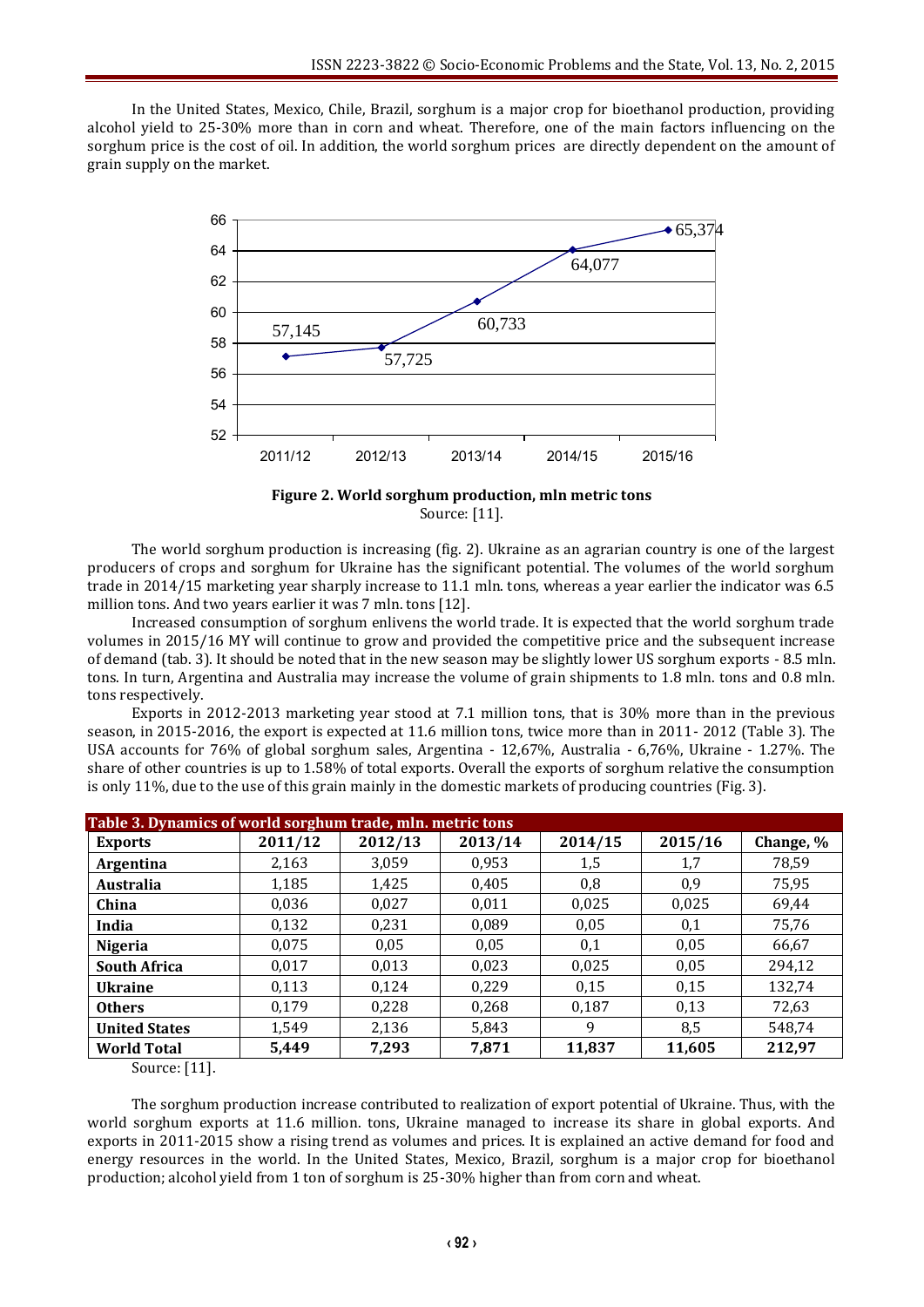In the United States, Mexico, Chile, Brazil, sorghum is a major crop for bioethanol production, providing alcohol yield to 25-30% more than in corn and wheat. Therefore, one of the main factors influencing on the sorghum price is the cost of oil. In addition, the world sorghum prices are directly dependent on the amount of grain supply on the market.

**Figure 2. World sorghum production, mln metric tons**
Source: [11].

The world sorghum production is increasing (fig. 2). Ukraine as an agrarian country is one of the largest producers of crops and sorghum for Ukraine has the significant potential. The volumes of the world sorghum trade in 2014/15 marketing year sharply increase to 11.1 mln. tons, whereas a year earlier the indicator was 6.5 million tons. And two years earlier it was 7 mln. tons [12].

Increased consumption of sorghum enlivens the world trade. It is expected that the world sorghum trade volumes in 2015/16 MY will continue to grow and provided the competitive price and the subsequent increase of demand (tab. 3). It should be noted that in the new season may be slightly lower US sorghum exports - 8.5 mln. tons. In turn, Argentina and Australia may increase the volume of grain shipments to 1.8 mln. tons and 0.8 mln. tons respectively.

Exports in 2012-2013 marketing year stood at 7.1 million tons, that is 30% more than in the previous season, in 2015-2016, the export is expected at 11.6 million tons, twice more than in 2011- 2012 (Table 3). The USA accounts for 76% of global sorghum sales, Argentina - 12,67%, Australia - 6,76%, Ukraine - 1.27%. The share of other countries is up to 1.58% of total exports. Overall the exports of sorghum relative the consumption is only 11%, due to the use of this grain mainly in the domestic markets of producing countries (Fig. 3).

**Table 3. Dynamics of world sorghum trade, mln. metric tons**

| Exports | 2011/12 | 2012/13 | 2013/14 | 2014/15 | 2015/16 | Change, % |
|---|---|---|---|---|---|---|
| Argentina | 2,163 | 3,059 | 0,953 | 1,5 | 1,7 | 78,59 |
| Australia | 1,185 | 1,425 | 0,405 | 0,8 | 0,9 | 75,95 |
| China | 0,036 | 0,027 | 0,011 | 0,025 | 0,025 | 69,44 |
| India | 0,132 | 0,231 | 0,089 | 0,05 | 0,1 | 75,76 |
| Nigeria | 0,075 | 0,05 | 0,05 | 0,1 | 0,05 | 66,67 |
| South Africa | 0,017 | 0,013 | 0,023 | 0,025 | 0,05 | 294,12 |
| Ukraine | 0,113 | 0,124 | 0,229 | 0,15 | 0,15 | 132,74 |
| Others | 0,179 | 0,228 | 0,268 | 0,187 | 0,13 | 72,63 |
| United States | 1,549 | 2,136 | 5,843 | 9 | 8,5 | 548,74 |
| **World Total** | **5,449** | **7,293** | **7,871** | **11,837** | **11,605** | **212,97** |

Source: [11].

The sorghum production increase contributed to realization of export potential of Ukraine. Thus, with the world sorghum exports at 11.6 million. tons, Ukraine managed to increase its share in global exports. And exports in 2011-2015 show a rising trend as volumes and prices. It is explained an active demand for food and energy resources in the world. In the United States, Mexico, Brazil, sorghum is a major crop for bioethanol production; alcohol yield from 1 ton of sorghum is 25-30% higher than from corn and wheat.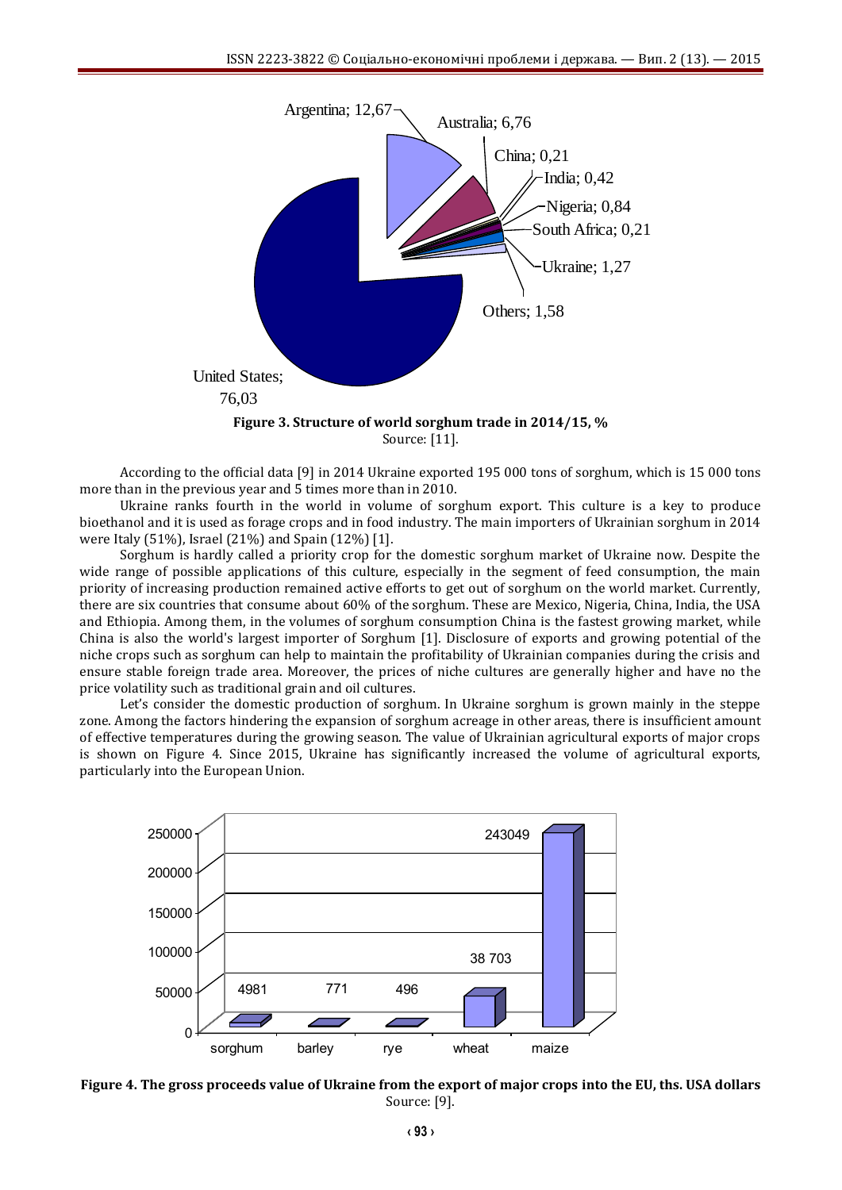Argentina; 12,67

Australia; 6,76

China; 0,21

India; 0,42

Nigeria; 0,84

South Africa; 0,21

Ukraine; 1,27

Others; 1,58

United States; 76,03

**Figure 3. Structure of world sorghum trade in 2014/15, %**
Source: [11].

According to the official data [9] in 2014 Ukraine exported 195 000 tons of sorghum, which is 15 000 tons more than in the previous year and 5 times more than in 2010.

Ukraine ranks fourth in the world in volume of sorghum export. This culture is a key to produce bioethanol and it is used as forage crops and in food industry. The main importers of Ukrainian sorghum in 2014 were Italy (51%), Israel (21%) and Spain (12%) [1].

Sorghum is hardly called a priority crop for the domestic sorghum market of Ukraine now. Despite the wide range of possible applications of this culture, especially in the segment of feed consumption, the main priority of increasing production remained active efforts to get out of sorghum on the world market. Currently, there are six countries that consume about 60% of the sorghum. These are Mexico, Nigeria, China, India, the USA and Ethiopia. Among them, in the volumes of sorghum consumption China is the fastest growing market, while China is also the world's largest importer of Sorghum [1]. Disclosure of exports and growing potential of the niche crops such as sorghum can help to maintain the profitability of Ukrainian companies during the crisis and ensure stable foreign trade area. Moreover, the prices of niche cultures are generally higher and have no the price volatility such as traditional grain and oil cultures.

Let's consider the domestic production of sorghum. In Ukraine sorghum is grown mainly in the steppe zone. Among the factors hindering the expansion of sorghum acreage in other areas, there is insufficient amount of effective temperatures during the growing season. The value of Ukrainian agricultural exports of major crops is shown on Figure 4. Since 2015, Ukraine has significantly increased the volume of agricultural exports, particularly into the European Union.

| | sorghum | barley | rye | wheat | maize |
|---|---|---|---|---|---|
| ths. USA dollars | 4981 | 771 | 496 | 38 703 | 243049 |

**Figure 4. The gross proceeds value of Ukraine from the export of major crops into the EU, ths. USA dollars**
Source: [9].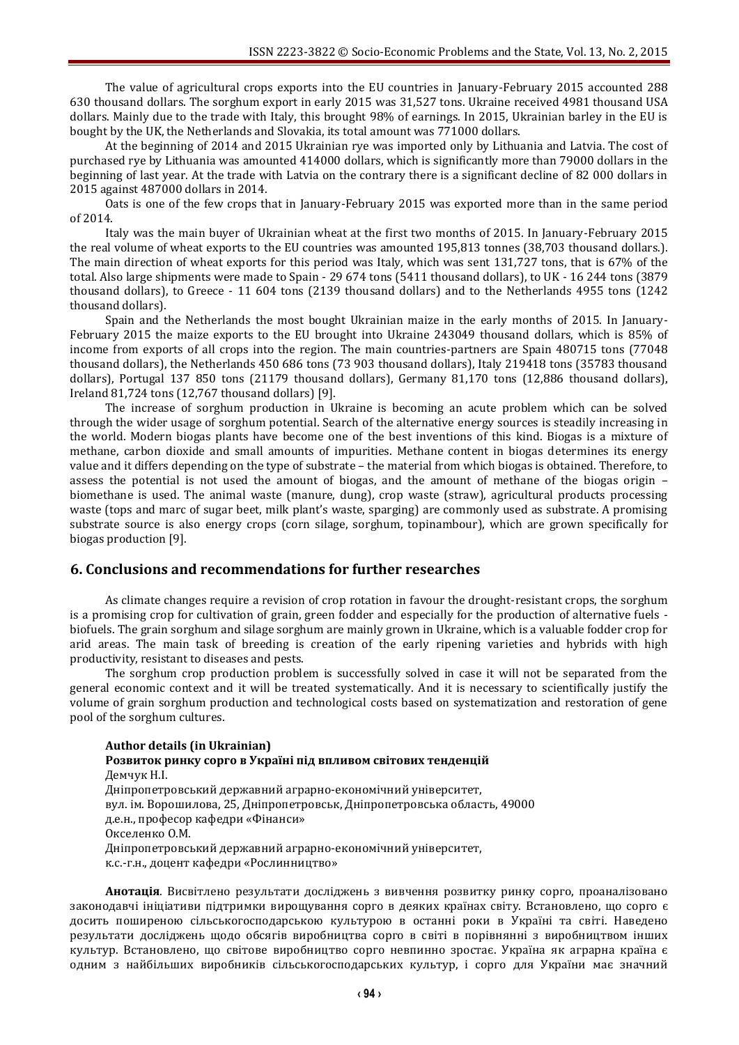The value of agricultural crops exports into the EU countries in January-February 2015 accounted 288 630 thousand dollars. The sorghum export in early 2015 was 31,527 tons. Ukraine received 4981 thousand USA dollars. Mainly due to the trade with Italy, this brought 98% of earnings. In 2015, Ukrainian barley in the EU is bought by the UK, the Netherlands and Slovakia, its total amount was 771000 dollars.

At the beginning of 2014 and 2015 Ukrainian rye was imported only by Lithuania and Latvia. The cost of purchased rye by Lithuania was amounted 414000 dollars, which is significantly more than 79000 dollars in the beginning of last year. At the trade with Latvia on the contrary there is a significant decline of 82 000 dollars in 2015 against 487000 dollars in 2014.

Oats is one of the few crops that in January-February 2015 was exported more than in the same period of 2014.

Italy was the main buyer of Ukrainian wheat at the first two months of 2015. In January-February 2015 the real volume of wheat exports to the EU countries was amounted 195,813 tonnes (38,703 thousand dollars.). The main direction of wheat exports for this period was Italy, which was sent 131,727 tons, that is 67% of the total. Also large shipments were made to Spain - 29 674 tons (5411 thousand dollars), to UK - 16 244 tons (3879 thousand dollars), to Greece - 11 604 tons (2139 thousand dollars) and to the Netherlands 4955 tons (1242 thousand dollars).

Spain and the Netherlands the most bought Ukrainian maize in the early months of 2015. In January-February 2015 the maize exports to the EU brought into Ukraine 243049 thousand dollars, which is 85% of income from exports of all crops into the region. The main countries-partners are Spain 480715 tons (77048 thousand dollars), the Netherlands 450 686 tons (73 903 thousand dollars), Italy 219418 tons (35783 thousand dollars), Portugal 137 850 tons (21179 thousand dollars), Germany 81,170 tons (12,886 thousand dollars), Ireland 81,724 tons (12,767 thousand dollars) [9].

The increase of sorghum production in Ukraine is becoming an acute problem which can be solved through the wider usage of sorghum potential. Search of the alternative energy sources is steadily increasing in the world. Modern biogas plants have become one of the best inventions of this kind. Biogas is a mixture of methane, carbon dioxide and small amounts of impurities. Methane content in biogas determines its energy value and it differs depending on the type of substrate – the material from which biogas is obtained. Therefore, to assess the potential is not used the amount of biogas, and the amount of methane of the biogas origin – biomethane is used. The animal waste (manure, dung), crop waste (straw), agricultural products processing waste (tops and marc of sugar beet, milk plant's waste, sparging) are commonly used as substrate. A promising substrate source is also energy crops (corn silage, sorghum, topinambour), which are grown specifically for biogas production [9].

## 6. Conclusions and recommendations for further researches

As climate changes require a revision of crop rotation in favour the drought-resistant crops, the sorghum is a promising crop for cultivation of grain, green fodder and especially for the production of alternative fuels - biofuels. The grain sorghum and silage sorghum are mainly grown in Ukraine, which is a valuable fodder crop for arid areas. The main task of breeding is creation of the early ripening varieties and hybrids with high productivity, resistant to diseases and pests.

The sorghum crop production problem is successfully solved in case it will not be separated from the general economic context and it will be treated systematically. And it is necessary to scientifically justify the volume of grain sorghum production and technological costs based on systematization and restoration of gene pool of the sorghum cultures.

**Author details (in Ukrainian)**
**Розвиток ринку сорго в Україні під впливом світових тенденцій**
Демчук Н.І.
Дніпропетровський державний аграрно-економічний університет,
вул. ім. Ворошилова, 25, Дніпропетровськ, Дніпропетровська область, 49000
д.е.н., профессор кафедри «Фінанси»
Окселенко О.М.
Дніпропетровський державний аграрно-економічний університет,
к.с.-г.н., доцент кафедри «Рослинництво»

**Анотація**. Висвітлено результати досліджень з вивчення розвитку ринку сорго, проаналізовано законодавчі ініціативи підтримки вирощування сорго в деяких країнах світу. Встановлено, що сорго є досить поширеною сільськогосподарською культурою в останні роки в Україні та світі. Наведено результати досліджень щодо обсягів виробництва сорго в світі в порівнянні з виробництвом інших культур. Встановлено, що світове виробництво сорго невпинно зростає. Україна як аграрна країна є одним з найбільших виробників сільськогосподарських культур, і сорго для України має значний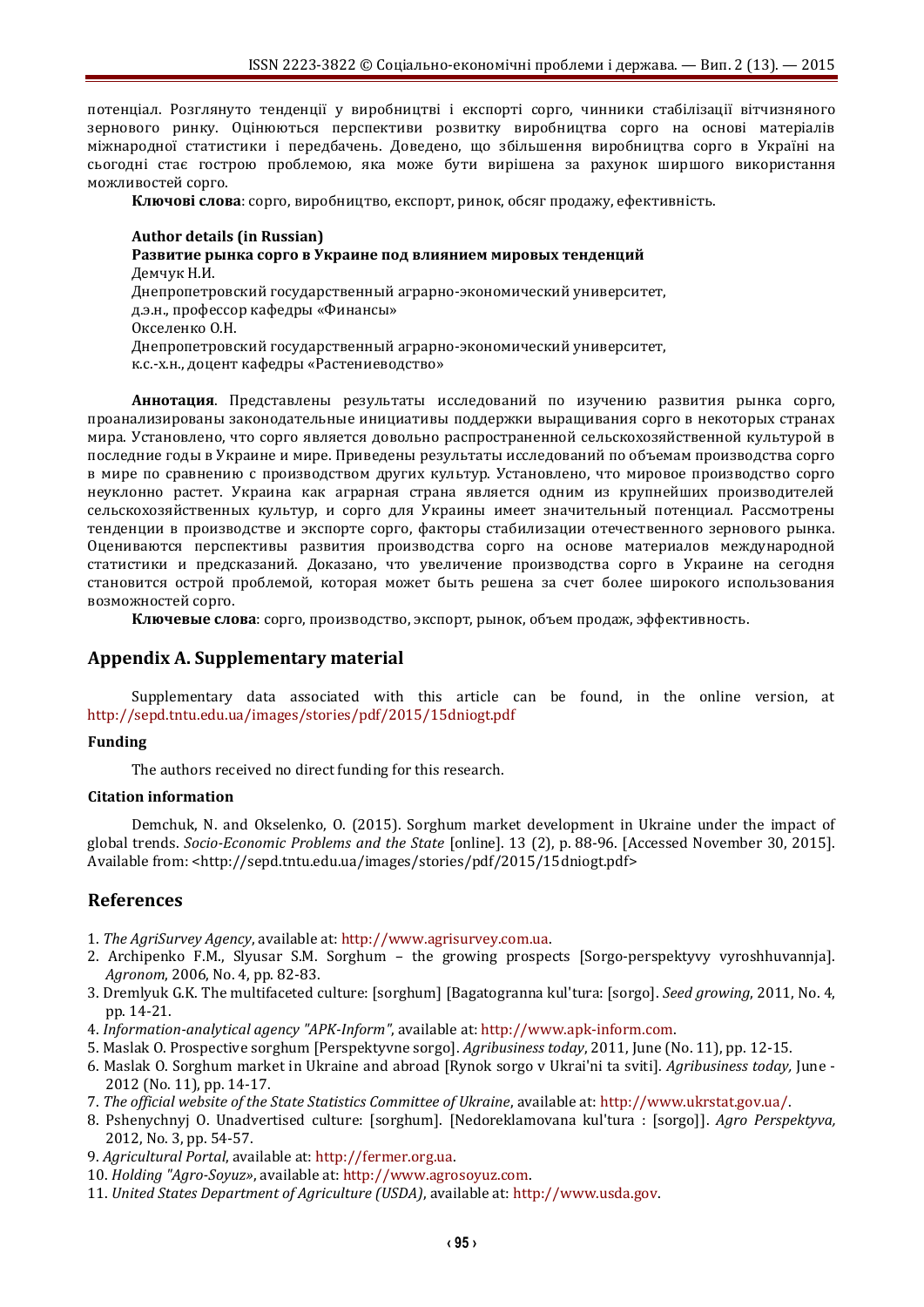потенціал. Розглянуто тенденції у виробництві і експорті сорго, чинники стабілізації вітчизняного зернового ринку. Оцінюються перспективи розвитку виробництва сорго на основі матеріалів міжнародної статистики і передбачень. Доведено, що збільшення виробництва сорго в Україні на сьогодні стає гострою проблемою, яка може бути вирішена за рахунок ширшого використання можливостей сорго.

**Ключові слова**: сорго, виробництво, експорт, ринок, обсяг продажу, ефективність.

**Author details (in Russian)**
**Развитие рынка сорго в Украине под влиянием мировых тенденций**
Демчук Н.И.
Днепропетровский государственный аграрно-экономический университет,
д.э.н., профессор кафедры «Финансы»
Окселенко О.Н.
Днепропетровский государственный аграрно-экономический университет,
к.с.-х.н., доцент кафедры «Растениеводство»

**Аннотация**. Представлены результаты исследований по изучению развития рынка сорго, проанализированы законодательные инициативы поддержки выращивания сорго в некоторых странах мира. Установлено, что сорго является довольно распространенной сельскохозяйственной культурой в последние годы в Украине и мире. Приведены результаты исследований по объемам производства сорго в мире по сравнению с производством других культур. Установлено, что мировое производство сорго неуклонно растет. Украина как аграрная страна является одним из крупнейших производителей сельскохозяйственных культур, и сорго для Украины имеет значительный потенциал. Рассмотрены тенденции в производстве и экспорте сорго, факторы стабилизации отечественного зернового рынка. Оцениваются перспективы развития производства сорго на основе материалов международной статистики и предсказаний. Доказано, что увеличение производства сорго в Украине на сегодня становится острой проблемой, которая может быть решена за счет более широкого использования возможностей сорго.

**Ключевые слова**: сорго, производство, экспорт, рынок, объем продаж, эффективность.

## Appendix A. Supplementary material

Supplementary data associated with this article can be found, in the online version, at http://sepd.tntu.edu.ua/images/stories/pdf/2015/15dniogt.pdf

### Funding

The authors received no direct funding for this research.

### Citation information

Demchuk, N. and Okselenko, O. (2015). Sorghum market development in Ukraine under the impact of global trends. *Socio-Economic Problems and the State* [online]. 13 (2), p. 88-96. [Accessed November 30, 2015]. Available from: <http://sepd.tntu.edu.ua/images/stories/pdf/2015/15dniogt.pdf>

## References

1. *The AgriSurvey Agency*, available at: http://www.agrisurvey.com.ua.
2. Archipenko F.M., Slyusar S.M. Sorghum – the growing prospects [Sorgo-perspektyvy vyroshhuvannja]. *Agronom*, 2006, No. 4, pp. 82-83.
3. Dremlyuk G.K. The multifaceted culture: [sorghum] [Bagatogranna kul'tura: [sorgo]. *Seed growing*, 2011, No. 4, pp. 14-21.
4. *Information-analytical agency "APK-Inform"*, available at: http://www.apk-inform.com.
5. Maslak O. Prospective sorghum [Perspektyvne sorgo]. *Agribusiness today*, 2011, June (No. 11), pp. 12-15.
6. Maslak O. Sorghum market in Ukraine and abroad [Rynok sorgo v Ukrai'ni ta sviti]. *Agribusiness today,* June - 2012 (No. 11), pp. 14-17.
7. *The official website of the State Statistics Committee of Ukraine*, available at: http://www.ukrstat.gov.ua/.
8. Pshenychnyj O. Unadvertised culture: [sorghum]. [Nedoreklamovana kul'tura : [sorgo]]. *Agro Perspektyva,* 2012, No. 3, pp. 54-57.
9. *Agricultural Portal*, available at: http://fermer.org.ua.
10. *Holding "Agro-Soyuz»*, available at: http://www.agrosoyuz.com.
11. *United States Department of Agriculture (USDA)*, available at: http://www.usda.gov.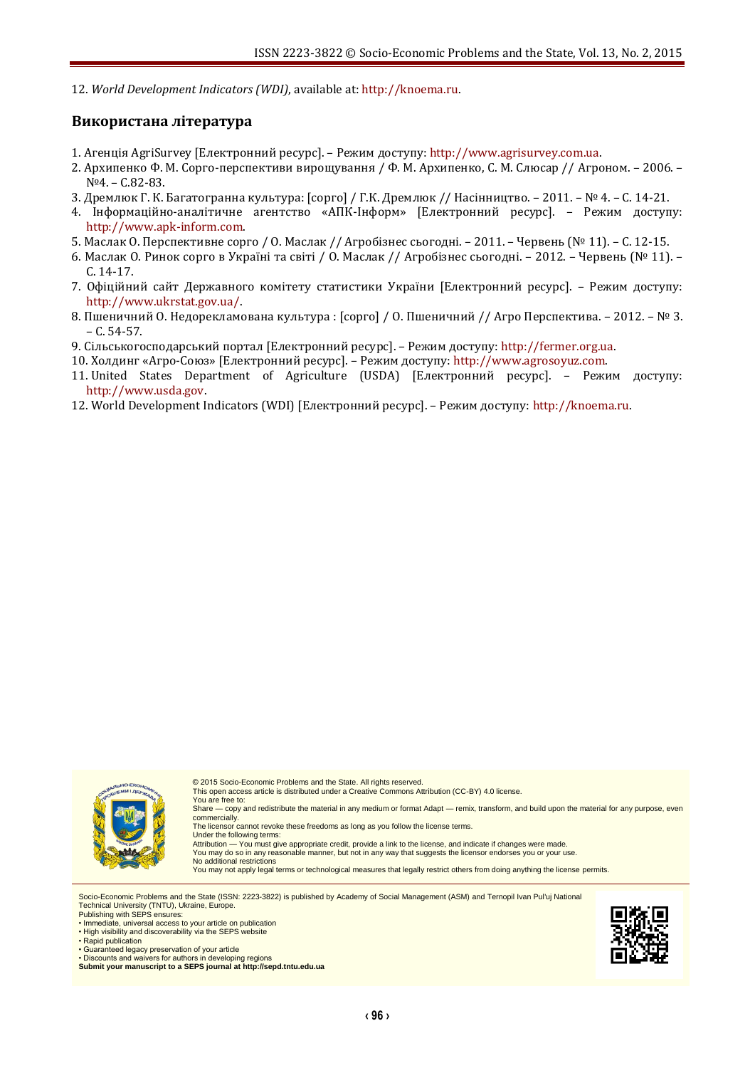12. *World Development Indicators (WDI)*, available at: http://knoema.ru.

## Використана література

1. Агенція AgriSurvey [Електронний ресурс]. – Режим доступу: http://www.agrisurvey.com.ua.
2. Архипенко Ф. М. Сорго-перспективи вирощування / Ф. М. Архипенко, С. М. Слюсар // Агроном. – 2006. – №4. – С.82-83.
3. Дремлюк Г. К. Багатогранна культура: [сорго] / Г.К. Дремлюк // Насінництво. – 2011. – № 4. – С. 14-21.
4. Інформаційно-аналітичне агентство «АПК-Інформ» [Електронний ресурс]. – Режим доступу: http://www.apk-inform.com.
5. Маслак О. Перспективне сорго / О. Маслак // Агробізнес сьогодні. – 2011. – Червень (№ 11). – С. 12-15.
6. Маслак О. Ринок сорго в Україні та світі / О. Маслак // Агробізнес сьогодні. – 2012. – Червень (№ 11). – С. 14-17.
7. Офіційний сайт Державного комітету статистики України [Електронний ресурс]. – Режим доступу: http://www.ukrstat.gov.ua/.
8. Пшеничний О. Недорекламована культура : [сорго] / О. Пшеничний // Агро Перспектива. – 2012. – № 3. – С. 54-57.
9. Сільськогосподарський портал [Електронний ресурс]. – Режим доступу: http://fermer.org.ua.
10. Холдинг «Агро-Союз» [Електронний ресурс]. – Режим доступу: http://www.agrosoyuz.com.
11. United States Department of Agriculture (USDA) [Електронний ресурс]. – Режим доступу: http://www.usda.gov.
12. World Development Indicators (WDI) [Електронний ресурс]. – Режим доступу: http://knoema.ru.

© 2015 Socio-Economic Problems and the State. All rights reserved.
This open access article is distributed under a Creative Commons Attribution (CC-BY) 4.0 license.
You are free to:
Share — copy and redistribute the material in any medium or format Adapt — remix, transform, and build upon the material for any purpose, even commercially.
The licensor cannot revoke these freedoms as long as you follow the license terms.
Under the following terms:
Attribution — You must give appropriate credit, provide a link to the license, and indicate if changes were made.
You may do so in any reasonable manner, but not in any way that suggests the licensor endorses you or your use.
No additional restrictions
You may not apply legal terms or technological measures that legally restrict others from doing anything the license permits.

Socio-Economic Problems and the State (ISSN: 2223-3822) is published by Academy of Social Management (ASM) and Ternopil Ivan Pul'uj National Technical University (TNTU), Ukraine, Europe.
Publishing with SEPS ensures:
- Immediate, universal access to your article on publication
- High visibility and discoverability via the SEPS website
- Rapid publication
- Guaranteed legacy preservation of your article
- Discounts and waivers for authors in developing regions

**Submit your manuscript to a SEPS journal at http://sepd.tntu.edu.ua**